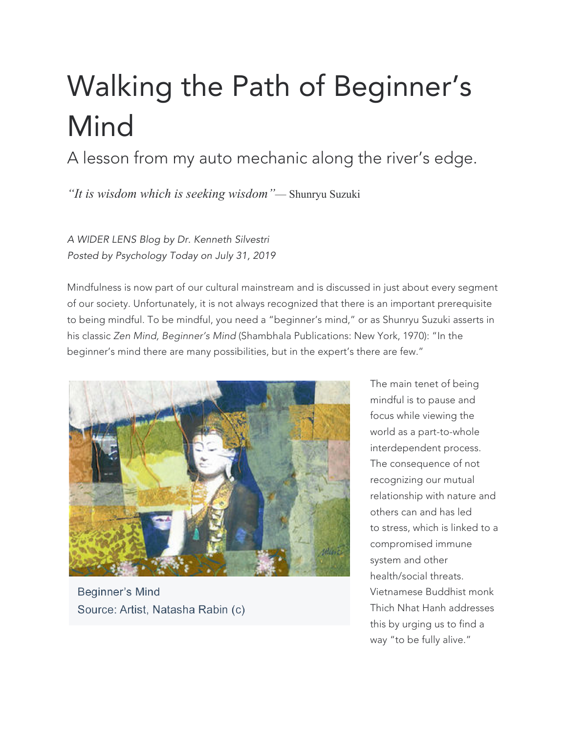# Walking the Path of Beginner's Mind

## A lesson from my auto mechanic along the river's edge.

*"It is wisdom which is seeking wisdom"*— Shunryu Suzuki

*A WIDER LENS Blog by Dr. Kenneth Silvestri*
*Posted by Psychology Today on July 31, 2019*

Mindfulness is now part of our cultural mainstream and is discussed in just about every segment of our society. Unfortunately, it is not always recognized that there is an important prerequisite to being mindful. To be mindful, you need a "beginner's mind," or as Shunryu Suzuki asserts in his classic *Zen Mind, Beginner's Mind* (Shambhala Publications: New York, 1970): "In the beginner's mind there are many possibilities, but in the expert's there are few."

Beginner's Mind
Source: Artist, Natasha Rabin (c)

The main tenet of being mindful is to pause and focus while viewing the world as a part-to-whole interdependent process. The consequence of not recognizing our mutual relationship with nature and others can and has led to stress, which is linked to a compromised immune system and other health/social threats. Vietnamese Buddhist monk Thich Nhat Hanh addresses this by urging us to find a way "to be fully alive."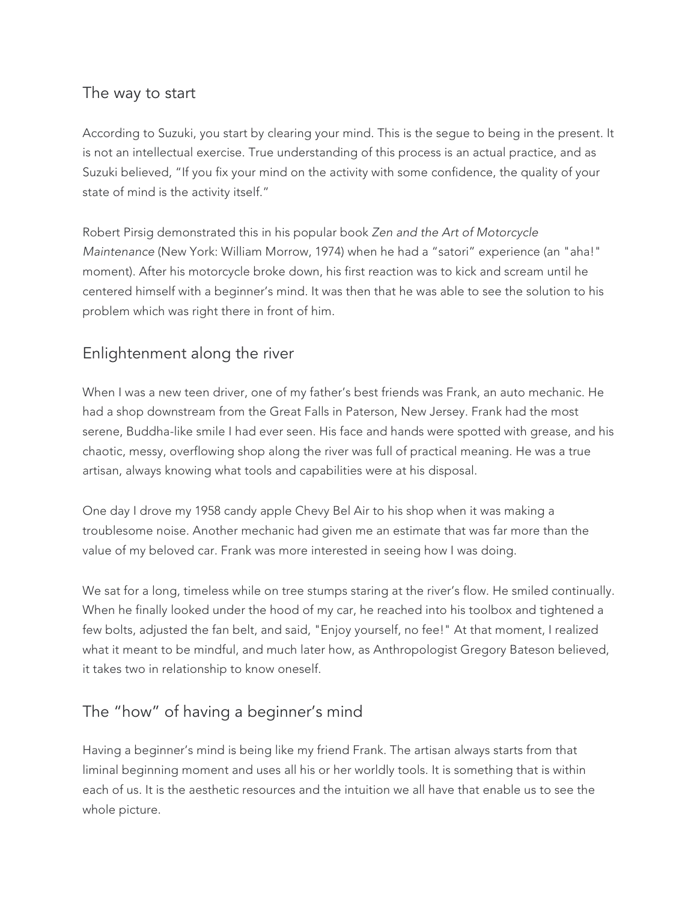## The way to start

According to Suzuki, you start by clearing your mind. This is the segue to being in the present. It is not an intellectual exercise. True understanding of this process is an actual practice, and as Suzuki believed, "If you fix your mind on the activity with some confidence, the quality of your state of mind is the activity itself."

Robert Pirsig demonstrated this in his popular book *Zen and the Art of Motorcycle Maintenance* (New York: William Morrow, 1974) when he had a "satori" experience (an "aha!" moment). After his motorcycle broke down, his first reaction was to kick and scream until he centered himself with a beginner's mind. It was then that he was able to see the solution to his problem which was right there in front of him.

## Enlightenment along the river

When I was a new teen driver, one of my father's best friends was Frank, an auto mechanic. He had a shop downstream from the Great Falls in Paterson, New Jersey. Frank had the most serene, Buddha-like smile I had ever seen. His face and hands were spotted with grease, and his chaotic, messy, overflowing shop along the river was full of practical meaning. He was a true artisan, always knowing what tools and capabilities were at his disposal.

One day I drove my 1958 candy apple Chevy Bel Air to his shop when it was making a troublesome noise. Another mechanic had given me an estimate that was far more than the value of my beloved car. Frank was more interested in seeing how I was doing.

We sat for a long, timeless while on tree stumps staring at the river's flow. He smiled continually. When he finally looked under the hood of my car, he reached into his toolbox and tightened a few bolts, adjusted the fan belt, and said, "Enjoy yourself, no fee!" At that moment, I realized what it meant to be mindful, and much later how, as Anthropologist Gregory Bateson believed, it takes two in relationship to know oneself.

## The "how" of having a beginner's mind

Having a beginner's mind is being like my friend Frank. The artisan always starts from that liminal beginning moment and uses all his or her worldly tools. It is something that is within each of us. It is the aesthetic resources and the intuition we all have that enable us to see the whole picture.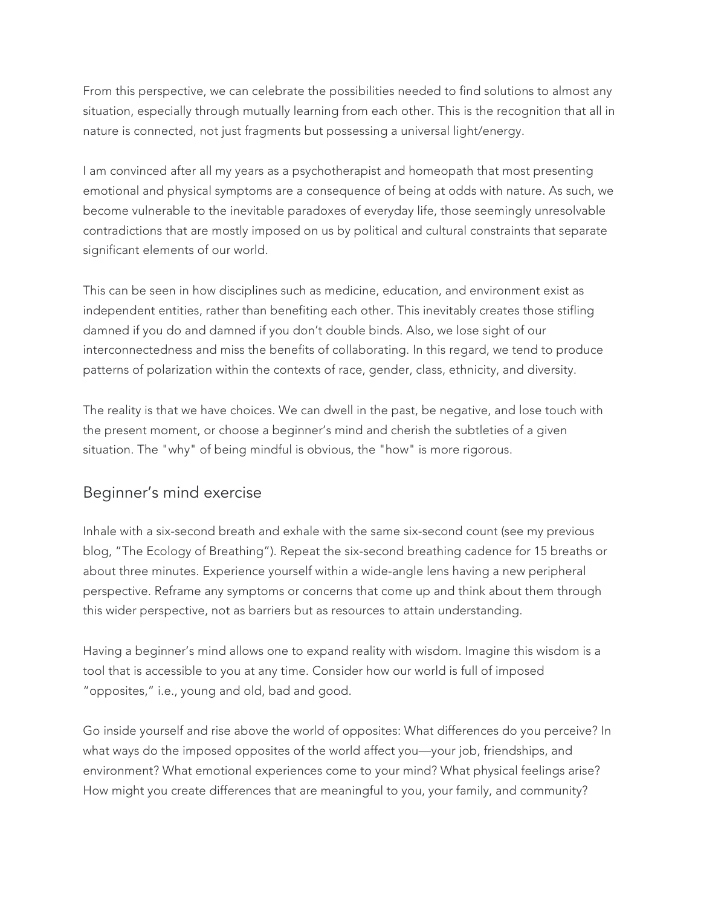From this perspective, we can celebrate the possibilities needed to find solutions to almost any situation, especially through mutually learning from each other. This is the recognition that all in nature is connected, not just fragments but possessing a universal light/energy.

I am convinced after all my years as a psychotherapist and homeopath that most presenting emotional and physical symptoms are a consequence of being at odds with nature. As such, we become vulnerable to the inevitable paradoxes of everyday life, those seemingly unresolvable contradictions that are mostly imposed on us by political and cultural constraints that separate significant elements of our world.

This can be seen in how disciplines such as medicine, education, and environment exist as independent entities, rather than benefiting each other. This inevitably creates those stifling damned if you do and damned if you don't double binds. Also, we lose sight of our interconnectedness and miss the benefits of collaborating. In this regard, we tend to produce patterns of polarization within the contexts of race, gender, class, ethnicity, and diversity.

The reality is that we have choices. We can dwell in the past, be negative, and lose touch with the present moment, or choose a beginner's mind and cherish the subtleties of a given situation. The "why" of being mindful is obvious, the "how" is more rigorous.

## Beginner's mind exercise

Inhale with a six-second breath and exhale with the same six-second count (see my previous blog, "The Ecology of Breathing"). Repeat the six-second breathing cadence for 15 breaths or about three minutes. Experience yourself within a wide-angle lens having a new peripheral perspective. Reframe any symptoms or concerns that come up and think about them through this wider perspective, not as barriers but as resources to attain understanding.

Having a beginner's mind allows one to expand reality with wisdom. Imagine this wisdom is a tool that is accessible to you at any time. Consider how our world is full of imposed "opposites," i.e., young and old, bad and good.

Go inside yourself and rise above the world of opposites: What differences do you perceive? In what ways do the imposed opposites of the world affect you—your job, friendships, and environment? What emotional experiences come to your mind? What physical feelings arise? How might you create differences that are meaningful to you, your family, and community?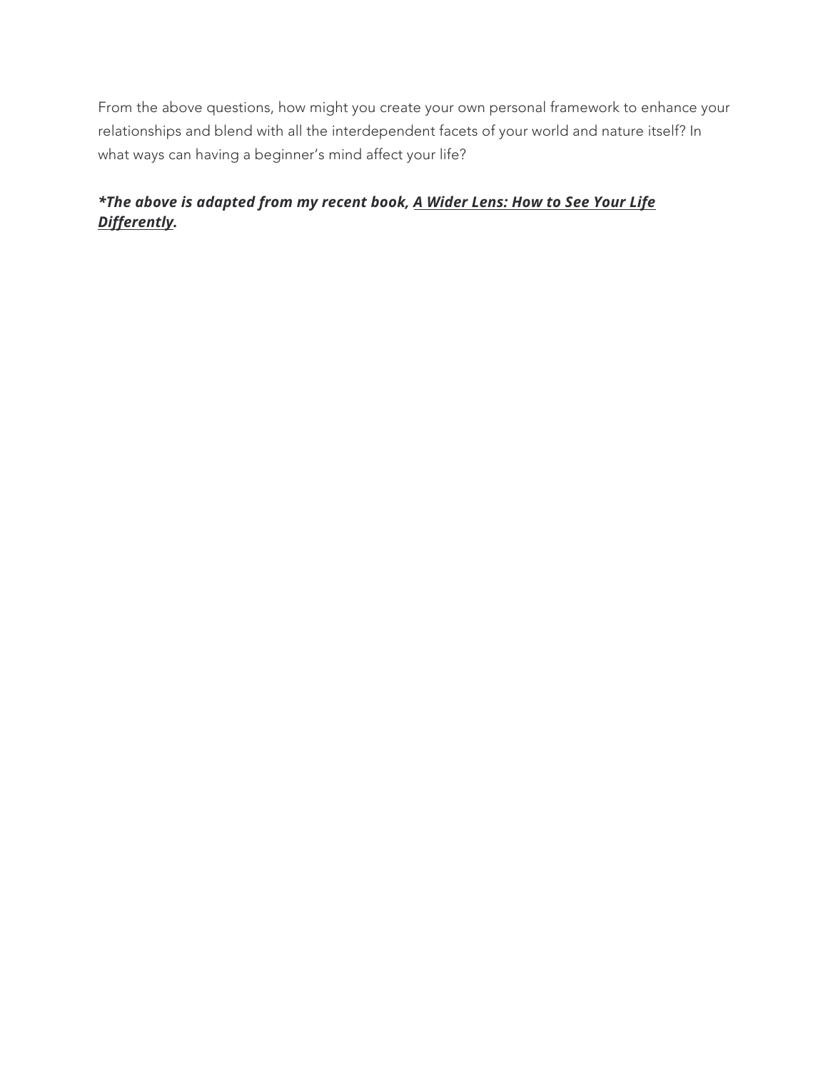From the above questions, how might you create your own personal framework to enhance your relationships and blend with all the interdependent facets of your world and nature itself? In what ways can having a beginner's mind affect your life?

***The above is adapted from my recent book, A Wider Lens: How to See Your Life Differently.***